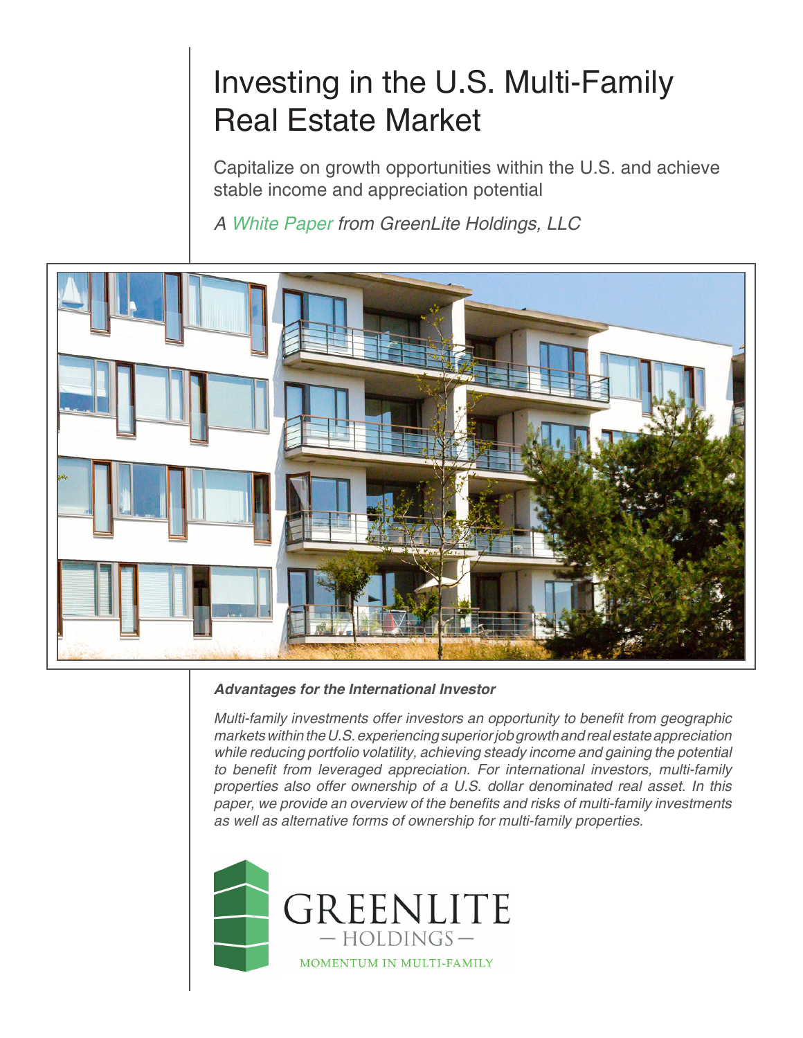# Investing in the U.S. Multi-Family Real Estate Market

Capitalize on growth opportunities within the U.S. and achieve stable income and appreciation potential

*A White Paper from GreenLite Holdings, LLC*

***Advantages for the International Investor***

*Multi-family investments offer investors an opportunity to benefit from geographic markets within the U.S. experiencing superior job growth and real estate appreciation while reducing portfolio volatility, achieving steady income and gaining the potential to benefit from leveraged appreciation. For international investors, multi-family properties also offer ownership of a U.S. dollar denominated real asset. In this paper, we provide an overview of the benefits and risks of multi-family investments as well as alternative forms of ownership for multi-family properties.*

GREENLITE
— HOLDINGS —
MOMENTUM IN MULTI-FAMILY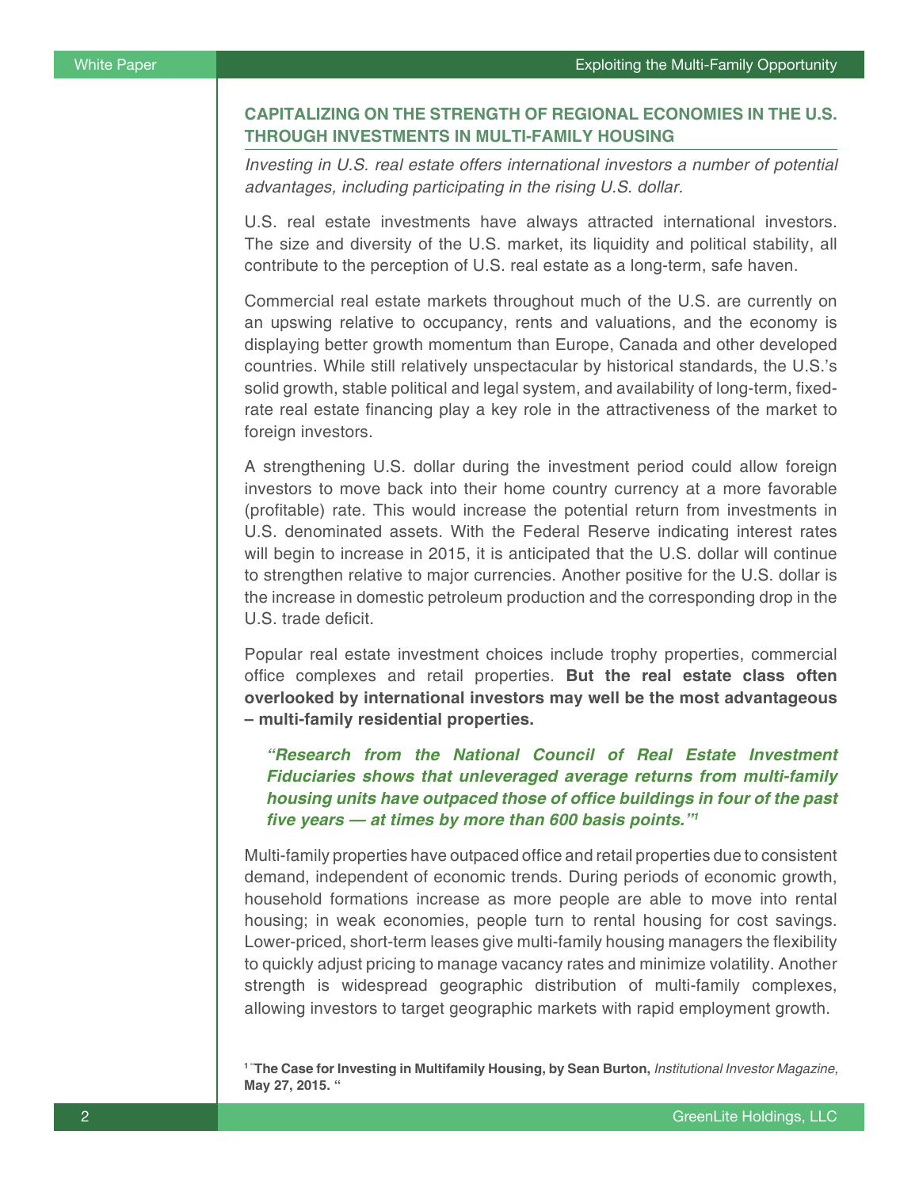## CAPITALIZING ON THE STRENGTH OF REGIONAL ECONOMIES IN THE U.S. THROUGH INVESTMENTS IN MULTI-FAMILY HOUSING

*Investing in U.S. real estate offers international investors a number of potential advantages, including participating in the rising U.S. dollar.*

U.S. real estate investments have always attracted international investors. The size and diversity of the U.S. market, its liquidity and political stability, all contribute to the perception of U.S. real estate as a long-term, safe haven.

Commercial real estate markets throughout much of the U.S. are currently on an upswing relative to occupancy, rents and valuations, and the economy is displaying better growth momentum than Europe, Canada and other developed countries. While still relatively unspectacular by historical standards, the U.S.'s solid growth, stable political and legal system, and availability of long-term, fixed-rate real estate financing play a key role in the attractiveness of the market to foreign investors.

A strengthening U.S. dollar during the investment period could allow foreign investors to move back into their home country currency at a more favorable (profitable) rate. This would increase the potential return from investments in U.S. denominated assets. With the Federal Reserve indicating interest rates will begin to increase in 2015, it is anticipated that the U.S. dollar will continue to strengthen relative to major currencies. Another positive for the U.S. dollar is the increase in domestic petroleum production and the corresponding drop in the U.S. trade deficit.

Popular real estate investment choices include trophy properties, commercial office complexes and retail properties. **But the real estate class often overlooked by international investors may well be the most advantageous – multi-family residential properties.**

> ***"Research from the National Council of Real Estate Investment Fiduciaries shows that unleveraged average returns from multi-family housing units have outpaced those of office buildings in four of the past five years — at times by more than 600 basis points."[1]***

Multi-family properties have outpaced office and retail properties due to consistent demand, independent of economic trends. During periods of economic growth, household formations increase as more people are able to move into rental housing; in weak economies, people turn to rental housing for cost savings. Lower-priced, short-term leases give multi-family housing managers the flexibility to quickly adjust pricing to manage vacancy rates and minimize volatility. Another strength is widespread geographic distribution of multi-family complexes, allowing investors to target geographic markets with rapid employment growth.

[1] "**The Case for Investing in Multifamily Housing, by Sean Burton,** *Institutional Investor Magazine,* **May 27, 2015. "**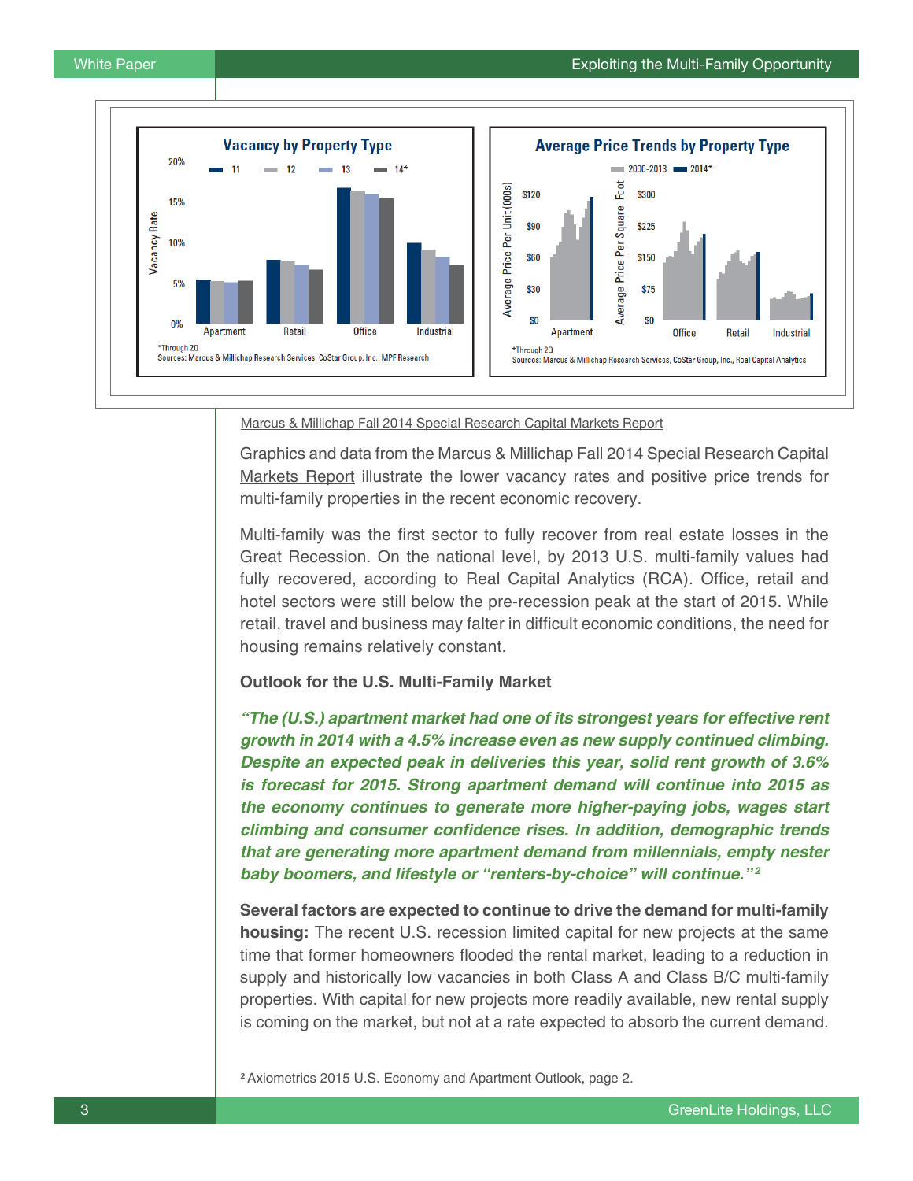Marcus & Millichap Fall 2014 Special Research Capital Markets Report

Graphics and data from the Marcus & Millichap Fall 2014 Special Research Capital Markets Report illustrate the lower vacancy rates and positive price trends for multi-family properties in the recent economic recovery.

Multi-family was the first sector to fully recover from real estate losses in the Great Recession. On the national level, by 2013 U.S. multi-family values had fully recovered, according to Real Capital Analytics (RCA). Office, retail and hotel sectors were still below the pre-recession peak at the start of 2015. While retail, travel and business may falter in difficult economic conditions, the need for housing remains relatively constant.

**Outlook for the U.S. Multi-Family Market**

***"The (U.S.) apartment market had one of its strongest years for effective rent growth in 2014 with a 4.5% increase even as new supply continued climbing. Despite an expected peak in deliveries this year, solid rent growth of 3.6% is forecast for 2015. Strong apartment demand will continue into 2015 as the economy continues to generate more higher-paying jobs, wages start climbing and consumer confidence rises. In addition, demographic trends that are generating more apartment demand from millennials, empty nester baby boomers, and lifestyle or "renters-by-choice" will continue."[2]***

**Several factors are expected to continue to drive the demand for multi-family housing:** The recent U.S. recession limited capital for new projects at the same time that former homeowners flooded the rental market, leading to a reduction in supply and historically low vacancies in both Class A and Class B/C multi-family properties. With capital for new projects more readily available, new rental supply is coming on the market, but not at a rate expected to absorb the current demand.

[2] Axiometrics 2015 U.S. Economy and Apartment Outlook, page 2.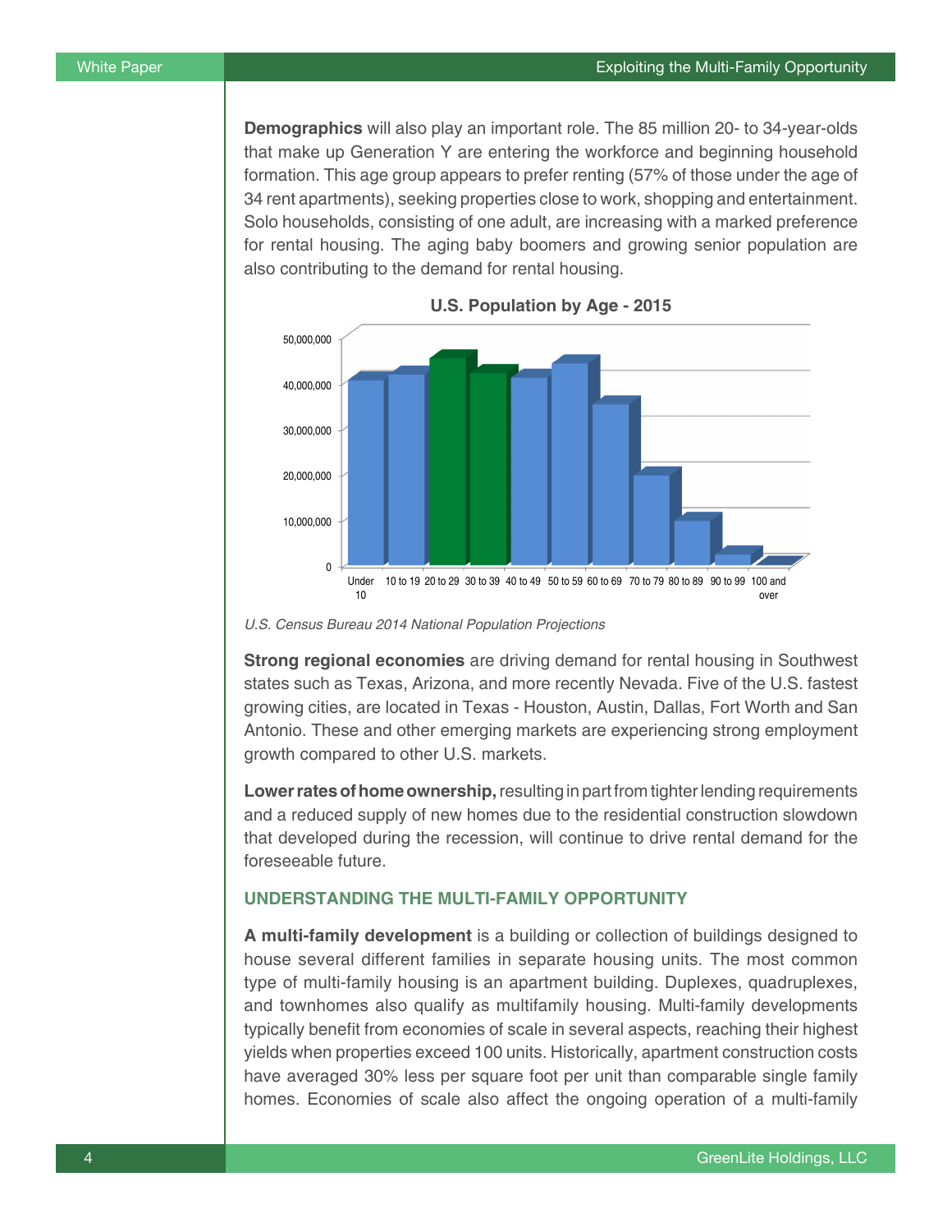**Demographics** will also play an important role. The 85 million 20- to 34-year-olds that make up Generation Y are entering the workforce and beginning household formation. This age group appears to prefer renting (57% of those under the age of 34 rent apartments), seeking properties close to work, shopping and entertainment. Solo households, consisting of one adult, are increasing with a marked preference for rental housing. The aging baby boomers and growing senior population are also contributing to the demand for rental housing.

**U.S. Population by Age - 2015**

*U.S. Census Bureau 2014 National Population Projections*

**Strong regional economies** are driving demand for rental housing in Southwest states such as Texas, Arizona, and more recently Nevada. Five of the U.S. fastest growing cities, are located in Texas - Houston, Austin, Dallas, Fort Worth and San Antonio. These and other emerging markets are experiencing strong employment growth compared to other U.S. markets.

**Lower rates of home ownership,** resulting in part from tighter lending requirements and a reduced supply of new homes due to the residential construction slowdown that developed during the recession, will continue to drive rental demand for the foreseeable future.

## UNDERSTANDING THE MULTI-FAMILY OPPORTUNITY

**A multi-family development** is a building or collection of buildings designed to house several different families in separate housing units. The most common type of multi-family housing is an apartment building. Duplexes, quadruplexes, and townhomes also qualify as multifamily housing. Multi-family developments typically benefit from economies of scale in several aspects, reaching their highest yields when properties exceed 100 units. Historically, apartment construction costs have averaged 30% less per square foot per unit than comparable single family homes. Economies of scale also affect the ongoing operation of a multi-family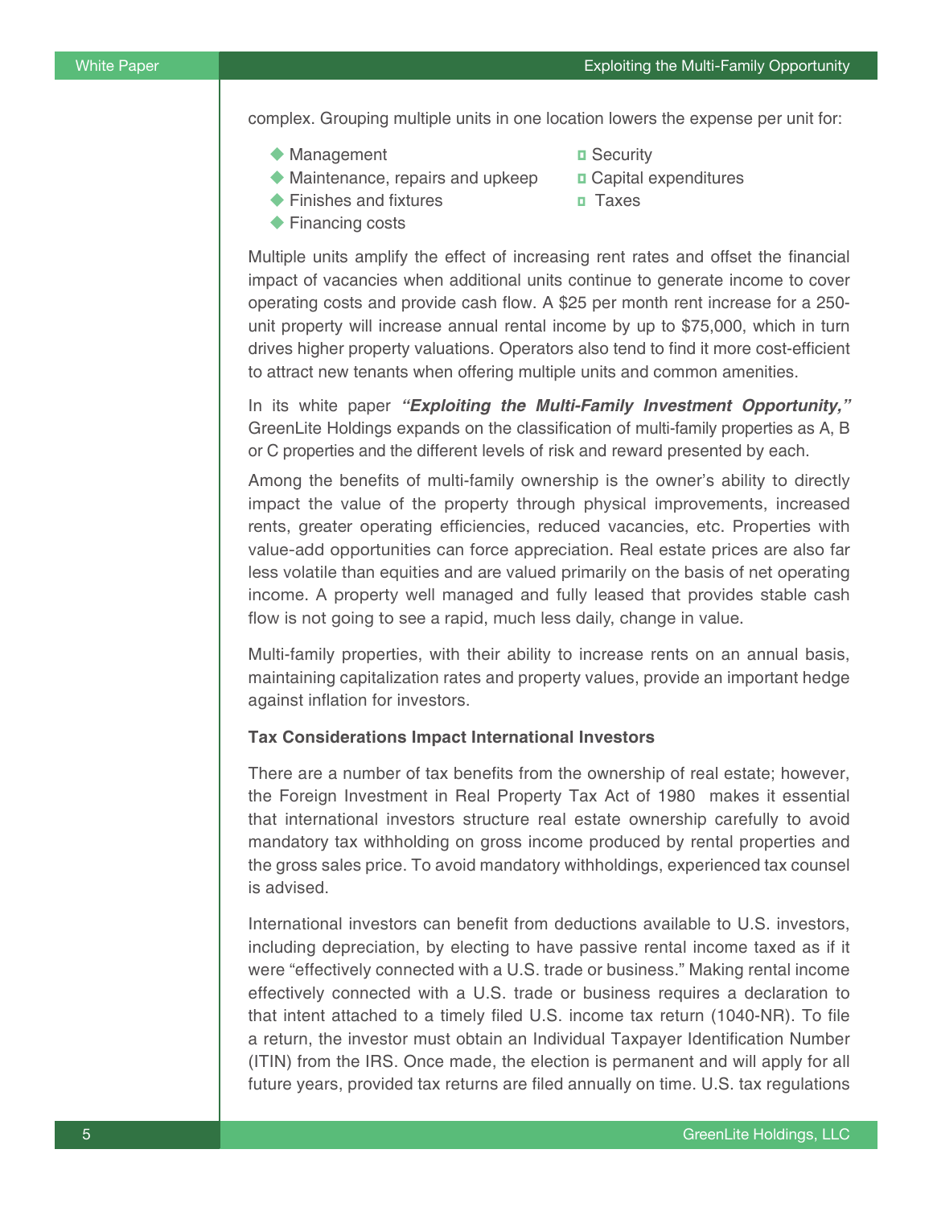complex. Grouping multiple units in one location lowers the expense per unit for:

- Management
- Maintenance, repairs and upkeep
- Finishes and fixtures
- Financing costs
- Security
- Capital expenditures
- Taxes

Multiple units amplify the effect of increasing rent rates and offset the financial impact of vacancies when additional units continue to generate income to cover operating costs and provide cash flow. A $25 per month rent increase for a 250-unit property will increase annual rental income by up to $75,000, which in turn drives higher property valuations. Operators also tend to find it more cost-efficient to attract new tenants when offering multiple units and common amenities.

In its white paper ***"Exploiting the Multi-Family Investment Opportunity,"*** GreenLite Holdings expands on the classification of multi-family properties as A, B or C properties and the different levels of risk and reward presented by each.

Among the benefits of multi-family ownership is the owner's ability to directly impact the value of the property through physical improvements, increased rents, greater operating efficiencies, reduced vacancies, etc. Properties with value-add opportunities can force appreciation. Real estate prices are also far less volatile than equities and are valued primarily on the basis of net operating income. A property well managed and fully leased that provides stable cash flow is not going to see a rapid, much less daily, change in value.

Multi-family properties, with their ability to increase rents on an annual basis, maintaining capitalization rates and property values, provide an important hedge against inflation for investors.

**Tax Considerations Impact International Investors**

There are a number of tax benefits from the ownership of real estate; however, the Foreign Investment in Real Property Tax Act of 1980 makes it essential that international investors structure real estate ownership carefully to avoid mandatory tax withholding on gross income produced by rental properties and the gross sales price. To avoid mandatory withholdings, experienced tax counsel is advised.

International investors can benefit from deductions available to U.S. investors, including depreciation, by electing to have passive rental income taxed as if it were "effectively connected with a U.S. trade or business." Making rental income effectively connected with a U.S. trade or business requires a declaration to that intent attached to a timely filed U.S. income tax return (1040-NR). To file a return, the investor must obtain an Individual Taxpayer Identification Number (ITIN) from the IRS. Once made, the election is permanent and will apply for all future years, provided tax returns are filed annually on time. U.S. tax regulations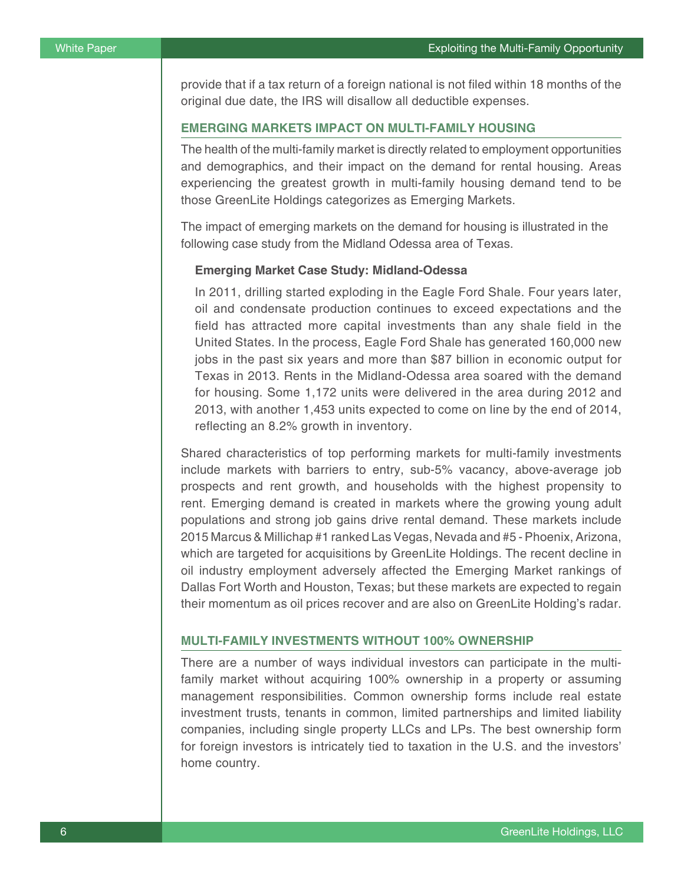provide that if a tax return of a foreign national is not filed within 18 months of the original due date, the IRS will disallow all deductible expenses.

## EMERGING MARKETS IMPACT ON MULTI-FAMILY HOUSING

The health of the multi-family market is directly related to employment opportunities and demographics, and their impact on the demand for rental housing. Areas experiencing the greatest growth in multi-family housing demand tend to be those GreenLite Holdings categorizes as Emerging Markets.

The impact of emerging markets on the demand for housing is illustrated in the following case study from the Midland Odessa area of Texas.

### Emerging Market Case Study: Midland-Odessa

In 2011, drilling started exploding in the Eagle Ford Shale. Four years later, oil and condensate production continues to exceed expectations and the field has attracted more capital investments than any shale field in the United States. In the process, Eagle Ford Shale has generated 160,000 new jobs in the past six years and more than $87 billion in economic output for Texas in 2013. Rents in the Midland-Odessa area soared with the demand for housing. Some 1,172 units were delivered in the area during 2012 and 2013, with another 1,453 units expected to come on line by the end of 2014, reflecting an 8.2% growth in inventory.

Shared characteristics of top performing markets for multi-family investments include markets with barriers to entry, sub-5% vacancy, above-average job prospects and rent growth, and households with the highest propensity to rent. Emerging demand is created in markets where the growing young adult populations and strong job gains drive rental demand. These markets include 2015 Marcus & Millichap #1 ranked Las Vegas, Nevada and #5 - Phoenix, Arizona, which are targeted for acquisitions by GreenLite Holdings. The recent decline in oil industry employment adversely affected the Emerging Market rankings of Dallas Fort Worth and Houston, Texas; but these markets are expected to regain their momentum as oil prices recover and are also on GreenLite Holding's radar.

## MULTI-FAMILY INVESTMENTS WITHOUT 100% OWNERSHIP

There are a number of ways individual investors can participate in the multi-family market without acquiring 100% ownership in a property or assuming management responsibilities. Common ownership forms include real estate investment trusts, tenants in common, limited partnerships and limited liability companies, including single property LLCs and LPs. The best ownership form for foreign investors is intricately tied to taxation in the U.S. and the investors' home country.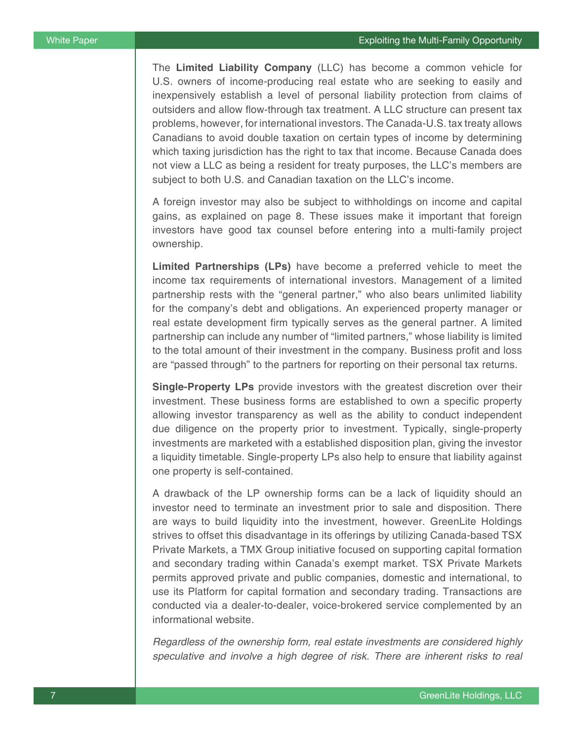The **Limited Liability Company** (LLC) has become a common vehicle for U.S. owners of income-producing real estate who are seeking to easily and inexpensively establish a level of personal liability protection from claims of outsiders and allow flow-through tax treatment. A LLC structure can present tax problems, however, for international investors. The Canada-U.S. tax treaty allows Canadians to avoid double taxation on certain types of income by determining which taxing jurisdiction has the right to tax that income. Because Canada does not view a LLC as being a resident for treaty purposes, the LLC's members are subject to both U.S. and Canadian taxation on the LLC's income.

A foreign investor may also be subject to withholdings on income and capital gains, as explained on page 8. These issues make it important that foreign investors have good tax counsel before entering into a multi-family project ownership.

**Limited Partnerships (LPs)** have become a preferred vehicle to meet the income tax requirements of international investors. Management of a limited partnership rests with the "general partner," who also bears unlimited liability for the company's debt and obligations. An experienced property manager or real estate development firm typically serves as the general partner. A limited partnership can include any number of "limited partners," whose liability is limited to the total amount of their investment in the company. Business profit and loss are "passed through" to the partners for reporting on their personal tax returns.

**Single-Property LPs** provide investors with the greatest discretion over their investment. These business forms are established to own a specific property allowing investor transparency as well as the ability to conduct independent due diligence on the property prior to investment. Typically, single-property investments are marketed with a established disposition plan, giving the investor a liquidity timetable. Single-property LPs also help to ensure that liability against one property is self-contained.

A drawback of the LP ownership forms can be a lack of liquidity should an investor need to terminate an investment prior to sale and disposition. There are ways to build liquidity into the investment, however. GreenLite Holdings strives to offset this disadvantage in its offerings by utilizing Canada-based TSX Private Markets, a TMX Group initiative focused on supporting capital formation and secondary trading within Canada's exempt market. TSX Private Markets permits approved private and public companies, domestic and international, to use its Platform for capital formation and secondary trading. Transactions are conducted via a dealer-to-dealer, voice-brokered service complemented by an informational website.

*Regardless of the ownership form, real estate investments are considered highly speculative and involve a high degree of risk. There are inherent risks to real*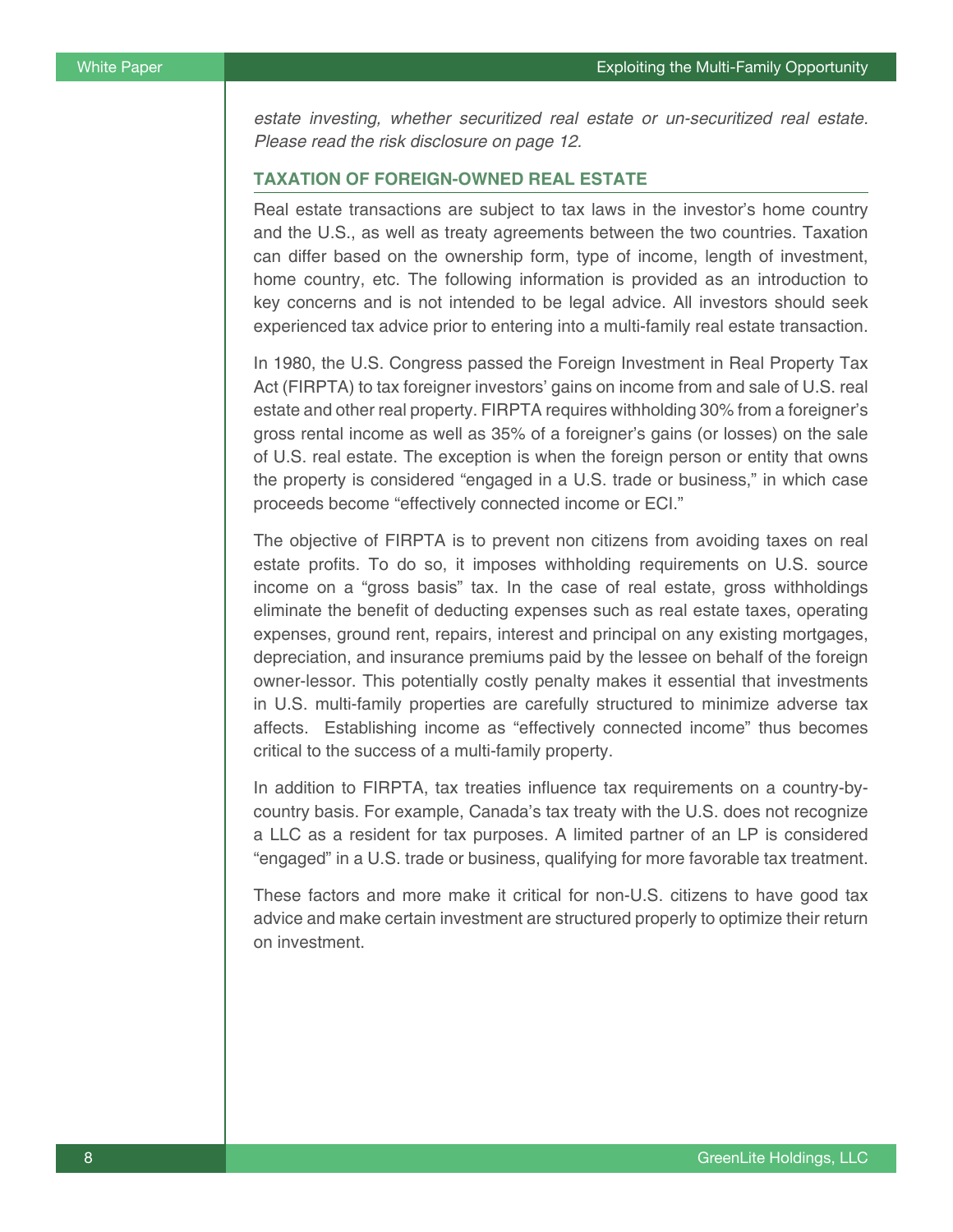*estate investing, whether securitized real estate or un-securitized real estate. Please read the risk disclosure on page 12*.

## TAXATION OF FOREIGN-OWNED REAL ESTATE

Real estate transactions are subject to tax laws in the investor's home country and the U.S., as well as treaty agreements between the two countries. Taxation can differ based on the ownership form, type of income, length of investment, home country, etc. The following information is provided as an introduction to key concerns and is not intended to be legal advice. All investors should seek experienced tax advice prior to entering into a multi-family real estate transaction.

In 1980, the U.S. Congress passed the Foreign Investment in Real Property Tax Act (FIRPTA) to tax foreigner investors' gains on income from and sale of U.S. real estate and other real property. FIRPTA requires withholding 30% from a foreigner's gross rental income as well as 35% of a foreigner's gains (or losses) on the sale of U.S. real estate. The exception is when the foreign person or entity that owns the property is considered "engaged in a U.S. trade or business," in which case proceeds become "effectively connected income or ECI."

The objective of FIRPTA is to prevent non citizens from avoiding taxes on real estate profits. To do so, it imposes withholding requirements on U.S. source income on a "gross basis" tax. In the case of real estate, gross withholdings eliminate the benefit of deducting expenses such as real estate taxes, operating expenses, ground rent, repairs, interest and principal on any existing mortgages, depreciation, and insurance premiums paid by the lessee on behalf of the foreign owner-lessor. This potentially costly penalty makes it essential that investments in U.S. multi-family properties are carefully structured to minimize adverse tax affects.  Establishing income as "effectively connected income" thus becomes critical to the success of a multi-family property.

In addition to FIRPTA, tax treaties influence tax requirements on a country-by-country basis. For example, Canada's tax treaty with the U.S. does not recognize a LLC as a resident for tax purposes. A limited partner of an LP is considered "engaged" in a U.S. trade or business, qualifying for more favorable tax treatment.

These factors and more make it critical for non-U.S. citizens to have good tax advice and make certain investment are structured properly to optimize their return on investment.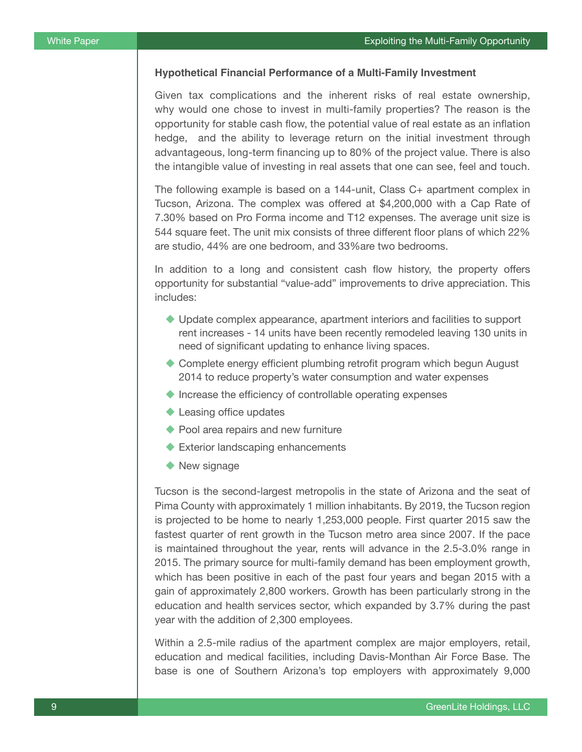### Hypothetical Financial Performance of a Multi-Family Investment

Given tax complications and the inherent risks of real estate ownership, why would one chose to invest in multi-family properties? The reason is the opportunity for stable cash flow, the potential value of real estate as an inflation hedge, and the ability to leverage return on the initial investment through advantageous, long-term financing up to 80% of the project value. There is also the intangible value of investing in real assets that one can see, feel and touch.

The following example is based on a 144-unit, Class C+ apartment complex in Tucson, Arizona. The complex was offered at $4,200,000 with a Cap Rate of 7.30% based on Pro Forma income and T12 expenses. The average unit size is 544 square feet. The unit mix consists of three different floor plans of which 22% are studio, 44% are one bedroom, and 33%are two bedrooms.

In addition to a long and consistent cash flow history, the property offers opportunity for substantial "value-add" improvements to drive appreciation. This includes:

- Update complex appearance, apartment interiors and facilities to support rent increases - 14 units have been recently remodeled leaving 130 units in need of significant updating to enhance living spaces.
- Complete energy efficient plumbing retrofit program which begun August 2014 to reduce property's water consumption and water expenses
- Increase the efficiency of controllable operating expenses
- Leasing office updates
- Pool area repairs and new furniture
- Exterior landscaping enhancements
- New signage

Tucson is the second-largest metropolis in the state of Arizona and the seat of Pima County with approximately 1 million inhabitants. By 2019, the Tucson region is projected to be home to nearly 1,253,000 people. First quarter 2015 saw the fastest quarter of rent growth in the Tucson metro area since 2007. If the pace is maintained throughout the year, rents will advance in the 2.5-3.0% range in 2015. The primary source for multi-family demand has been employment growth, which has been positive in each of the past four years and began 2015 with a gain of approximately 2,800 workers. Growth has been particularly strong in the education and health services sector, which expanded by 3.7% during the past year with the addition of 2,300 employees.

Within a 2.5-mile radius of the apartment complex are major employers, retail, education and medical facilities, including Davis-Monthan Air Force Base. The base is one of Southern Arizona's top employers with approximately 9,000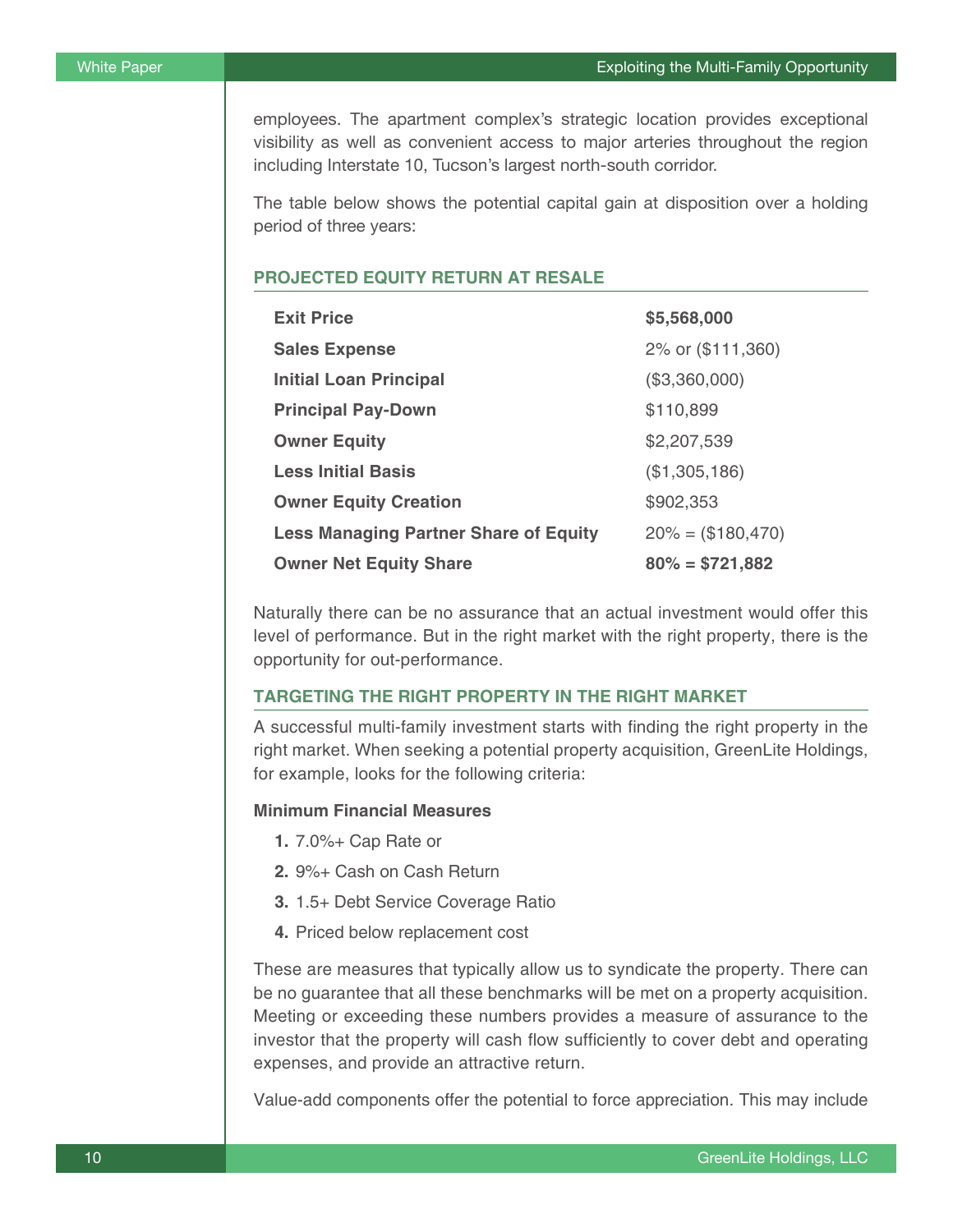employees. The apartment complex's strategic location provides exceptional visibility as well as convenient access to major arteries throughout the region including Interstate 10, Tucson's largest north-south corridor.

The table below shows the potential capital gain at disposition over a holding period of three years:

### PROJECTED EQUITY RETURN AT RESALE

| | |
|---|---|
| **Exit Price** | **$5,568,000** |
| **Sales Expense** | 2% or ($111,360) |
| **Initial Loan Principal** | ($3,360,000) |
| **Principal Pay-Down** | $110,899 |
| **Owner Equity** | $2,207,539 |
| **Less Initial Basis** | ($1,305,186) |
| **Owner Equity Creation** | $902,353 |
| **Less Managing Partner Share of Equity** | 20% = ($180,470) |
| **Owner Net Equity Share** | **80% = $721,882** |

Naturally there can be no assurance that an actual investment would offer this level of performance. But in the right market with the right property, there is the opportunity for out-performance.

### TARGETING THE RIGHT PROPERTY IN THE RIGHT MARKET

A successful multi-family investment starts with finding the right property in the right market. When seeking a potential property acquisition, GreenLite Holdings, for example, looks for the following criteria:

**Minimum Financial Measures**

1. 7.0%+ Cap Rate or
2. 9%+ Cash on Cash Return
3. 1.5+ Debt Service Coverage Ratio
4. Priced below replacement cost

These are measures that typically allow us to syndicate the property. There can be no guarantee that all these benchmarks will be met on a property acquisition. Meeting or exceeding these numbers provides a measure of assurance to the investor that the property will cash flow sufficiently to cover debt and operating expenses, and provide an attractive return.

Value-add components offer the potential to force appreciation. This may include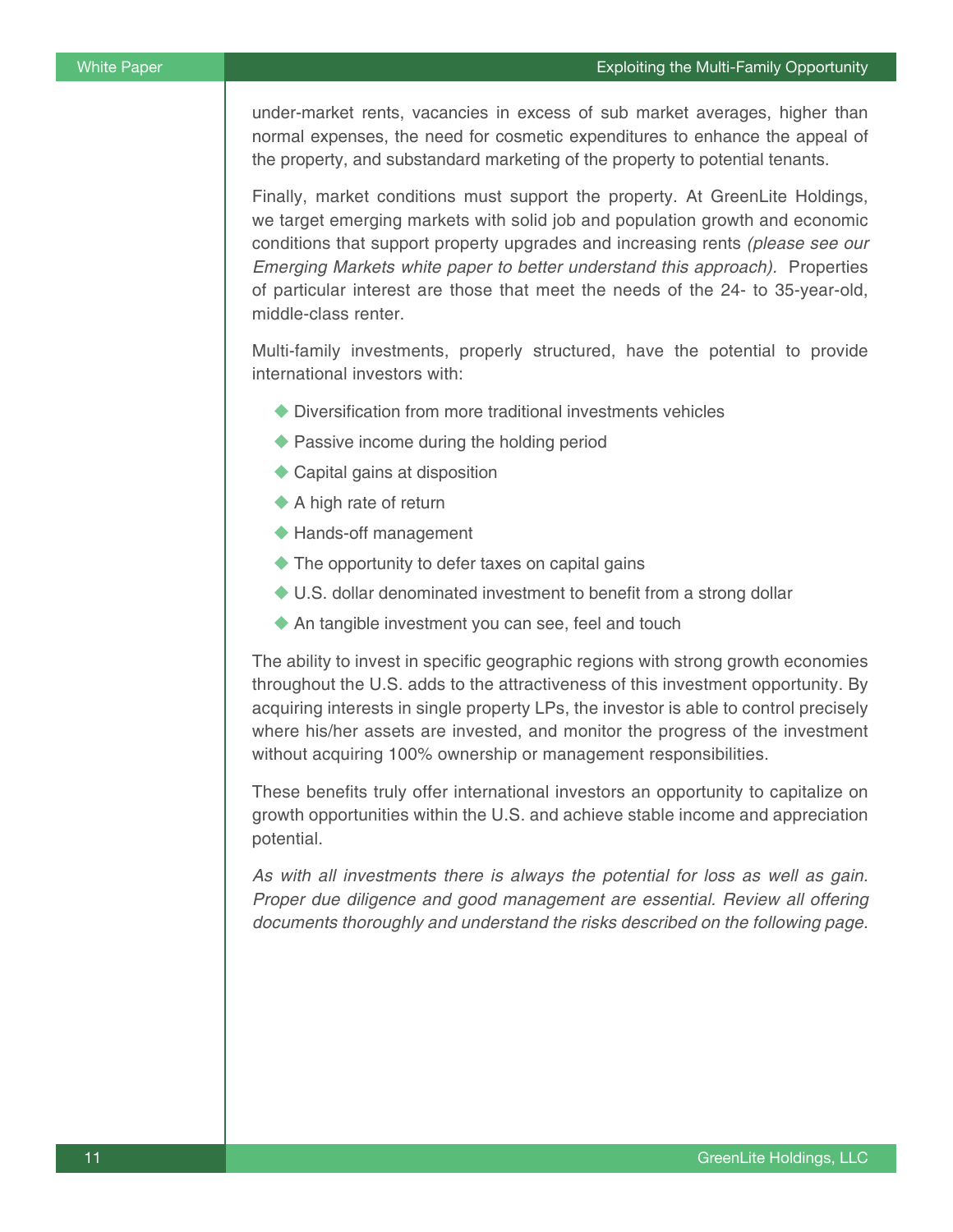under-market rents, vacancies in excess of sub market averages, higher than normal expenses, the need for cosmetic expenditures to enhance the appeal of the property, and substandard marketing of the property to potential tenants.

Finally, market conditions must support the property. At GreenLite Holdings, we target emerging markets with solid job and population growth and economic conditions that support property upgrades and increasing rents *(please see our Emerging Markets white paper to better understand this approach).* Properties of particular interest are those that meet the needs of the 24- to 35-year-old, middle-class renter.

Multi-family investments, properly structured, have the potential to provide international investors with:

- Diversification from more traditional investments vehicles
- Passive income during the holding period
- Capital gains at disposition
- A high rate of return
- Hands-off management
- The opportunity to defer taxes on capital gains
- U.S. dollar denominated investment to benefit from a strong dollar
- An tangible investment you can see, feel and touch

The ability to invest in specific geographic regions with strong growth economies throughout the U.S. adds to the attractiveness of this investment opportunity. By acquiring interests in single property LPs, the investor is able to control precisely where his/her assets are invested, and monitor the progress of the investment without acquiring 100% ownership or management responsibilities.

These benefits truly offer international investors an opportunity to capitalize on growth opportunities within the U.S. and achieve stable income and appreciation potential.

*As with all investments there is always the potential for loss as well as gain. Proper due diligence and good management are essential. Review all offering documents thoroughly and understand the risks described on the following page.*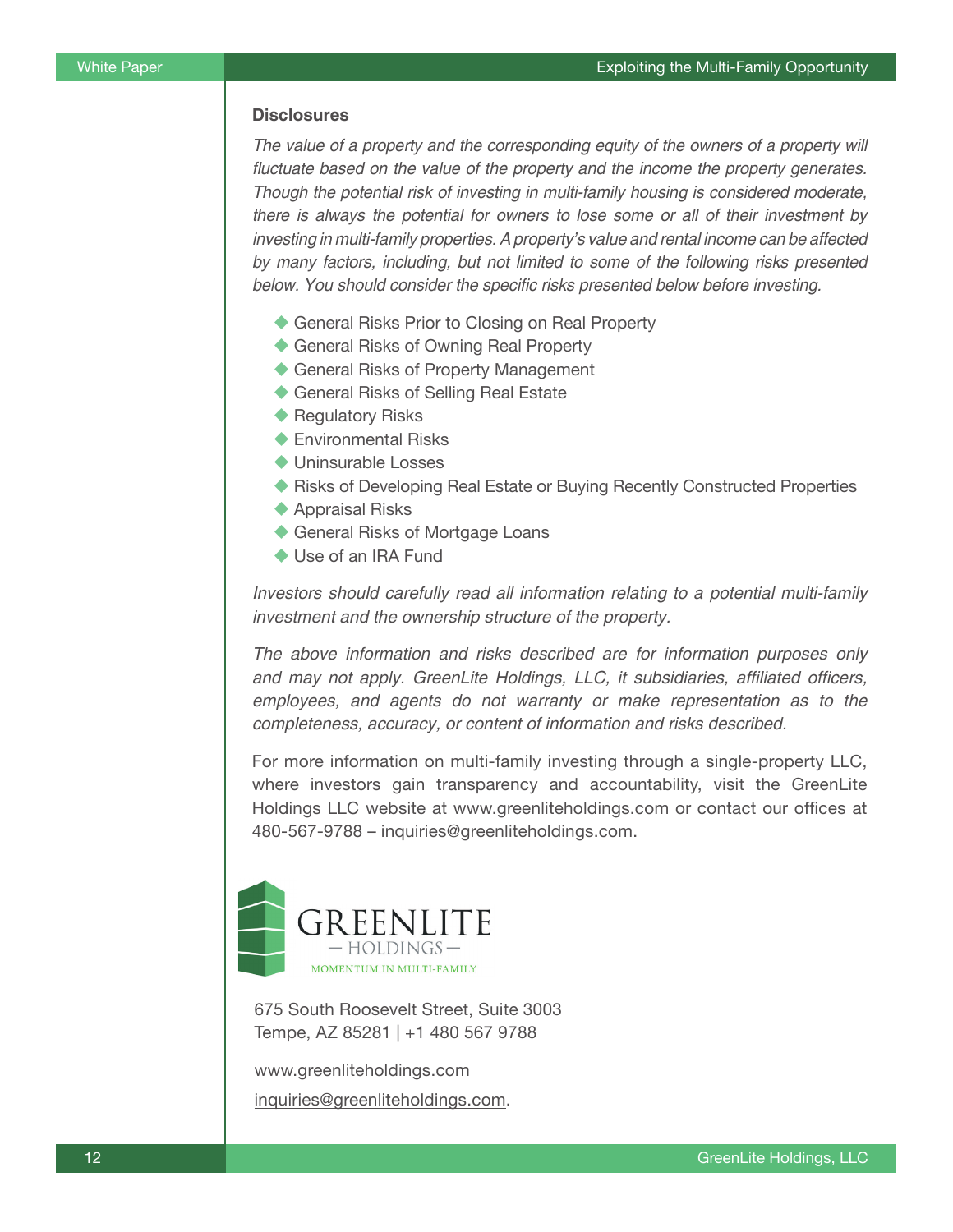## Disclosures

*The value of a property and the corresponding equity of the owners of a property will fluctuate based on the value of the property and the income the property generates. Though the potential risk of investing in multi-family housing is considered moderate, there is always the potential for owners to lose some or all of their investment by investing in multi-family properties. A property's value and rental income can be affected by many factors, including, but not limited to some of the following risks presented below. You should consider the specific risks presented below before investing.*

- General Risks Prior to Closing on Real Property
- General Risks of Owning Real Property
- General Risks of Property Management
- General Risks of Selling Real Estate
- Regulatory Risks
- Environmental Risks
- Uninsurable Losses
- Risks of Developing Real Estate or Buying Recently Constructed Properties
- Appraisal Risks
- General Risks of Mortgage Loans
- Use of an IRA Fund

*Investors should carefully read all information relating to a potential multi-family investment and the ownership structure of the property.*

*The above information and risks described are for information purposes only and may not apply. GreenLite Holdings, LLC, it subsidiaries, affiliated officers, employees, and agents do not warranty or make representation as to the completeness, accuracy, or content of information and risks described.*

For more information on multi-family investing through a single-property LLC, where investors gain transparency and accountability, visit the GreenLite Holdings LLC website at www.greenliteholdings.com or contact our offices at 480-567-9788 – inquiries@greenliteholdings.com.

GREENLITE
— HOLDINGS —
MOMENTUM IN MULTI-FAMILY

675 South Roosevelt Street, Suite 3003
Tempe, AZ 85281 | +1 480 567 9788

www.greenliteholdings.com

inquiries@greenliteholdings.com.